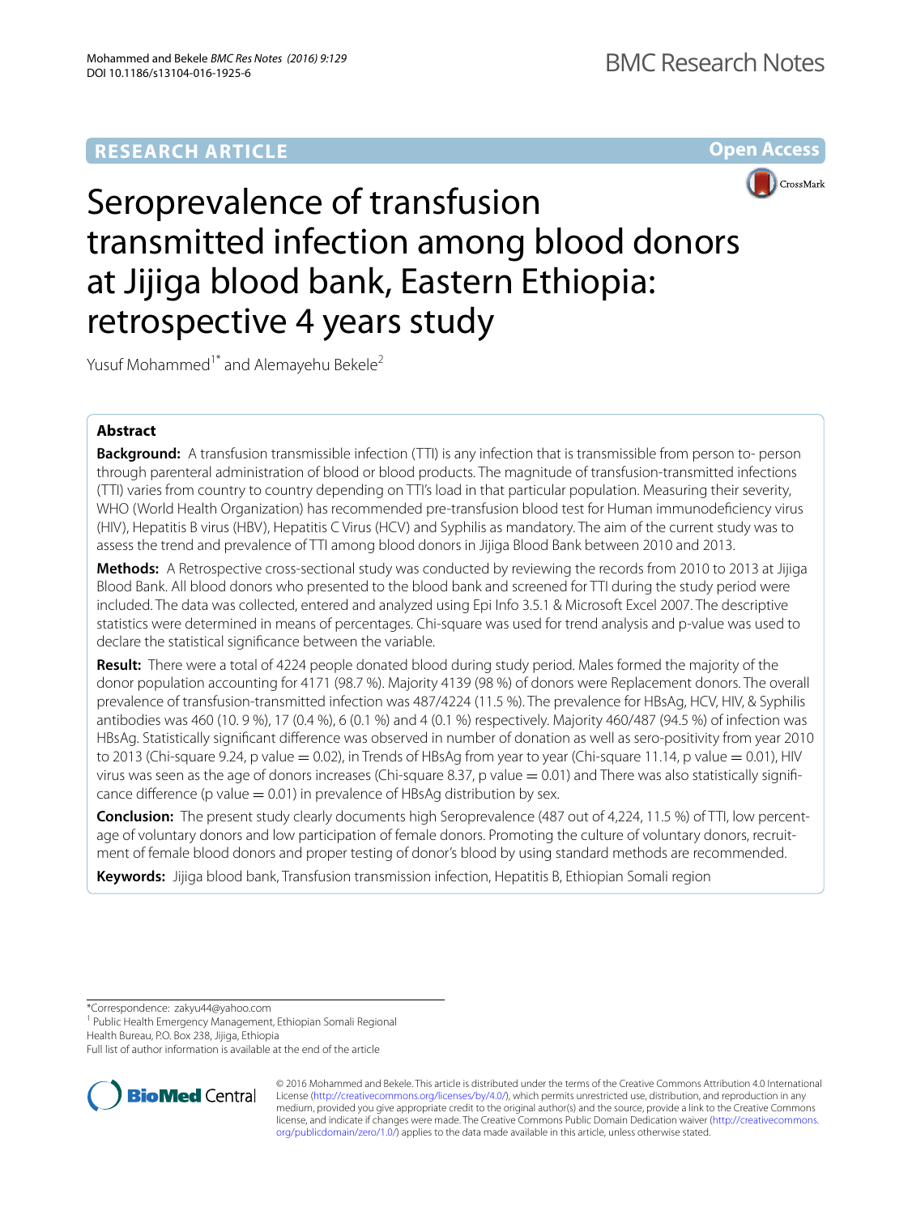RESEARCH ARTICLE

Open Access

# Seroprevalence of transfusion transmitted infection among blood donors at Jijiga blood bank, Eastern Ethiopia: retrospective 4 years study

Yusuf Mohammed[1*] and Alemayehu Bekele[2]

## Abstract

**Background:** A transfusion transmissible infection (TTI) is any infection that is transmissible from person to- person through parenteral administration of blood or blood products. The magnitude of transfusion-transmitted infections (TTI) varies from country to country depending on TTI's load in that particular population. Measuring their severity, WHO (World Health Organization) has recommended pre-transfusion blood test for Human immunodeficiency virus (HIV), Hepatitis B virus (HBV), Hepatitis C Virus (HCV) and Syphilis as mandatory. The aim of the current study was to assess the trend and prevalence of TTI among blood donors in Jijiga Blood Bank between 2010 and 2013.

**Methods:** A Retrospective cross-sectional study was conducted by reviewing the records from 2010 to 2013 at Jijiga Blood Bank. All blood donors who presented to the blood bank and screened for TTI during the study period were included. The data was collected, entered and analyzed using Epi Info 3.5.1 & Microsoft Excel 2007. The descriptive statistics were determined in means of percentages. Chi-square was used for trend analysis and p-value was used to declare the statistical significance between the variable.

**Result:** There were a total of 4224 people donated blood during study period. Males formed the majority of the donor population accounting for 4171 (98.7 %). Majority 4139 (98 %) of donors were Replacement donors. The overall prevalence of transfusion-transmitted infection was 487/4224 (11.5 %). The prevalence for HBsAg, HCV, HIV, & Syphilis antibodies was 460 (10. 9 %), 17 (0.4 %), 6 (0.1 %) and 4 (0.1 %) respectively. Majority 460/487 (94.5 %) of infection was HBsAg. Statistically significant difference was observed in number of donation as well as sero-positivity from year 2010 to 2013 (Chi-square 9.24, p value = 0.02), in Trends of HBsAg from year to year (Chi-square 11.14, p value = 0.01), HIV virus was seen as the age of donors increases (Chi-square 8.37, p value = 0.01) and There was also statistically significance difference (p value = 0.01) in prevalence of HBsAg distribution by sex.

**Conclusion:** The present study clearly documents high Seroprevalence (487 out of 4,224, 11.5 %) of TTI, low percentage of voluntary donors and low participation of female donors. Promoting the culture of voluntary donors, recruitment of female blood donors and proper testing of donor's blood by using standard methods are recommended.

**Keywords:** Jijiga blood bank, Transfusion transmission infection, Hepatitis B, Ethiopian Somali region

*Correspondence: zakyu44@yahoo.com
[1] Public Health Emergency Management, Ethiopian Somali Regional Health Bureau, P.O. Box 238, Jijiga, Ethiopia
Full list of author information is available at the end of the article

© 2016 Mohammed and Bekele. This article is distributed under the terms of the Creative Commons Attribution 4.0 International License (http://creativecommons.org/licenses/by/4.0/), which permits unrestricted use, distribution, and reproduction in any medium, provided you give appropriate credit to the original author(s) and the source, provide a link to the Creative Commons license, and indicate if changes were made. The Creative Commons Public Domain Dedication waiver (http://creativecommons.org/publicdomain/zero/1.0/) applies to the data made available in this article, unless otherwise stated.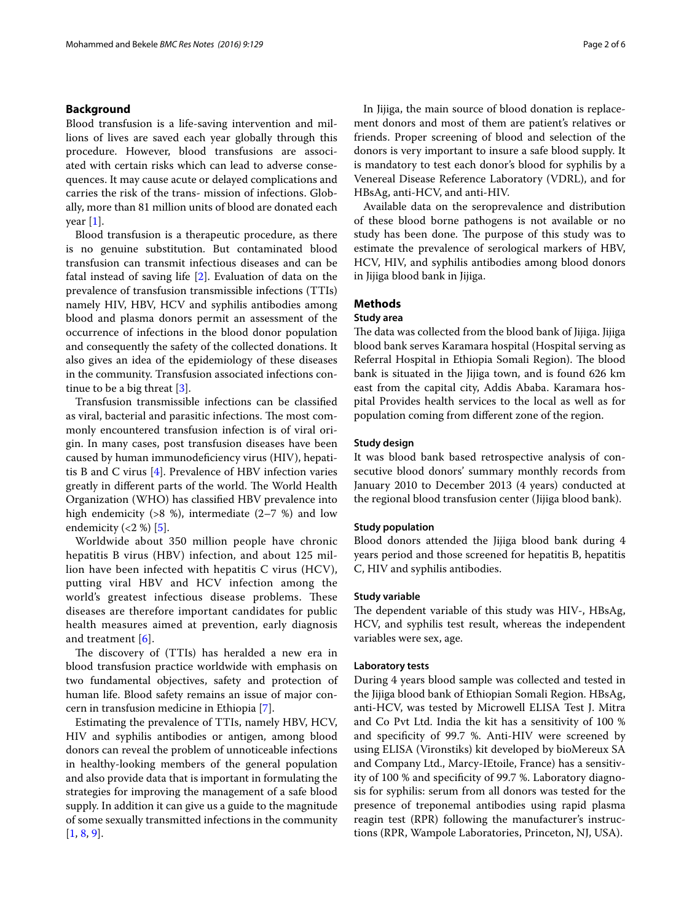## Background

Blood transfusion is a life-saving intervention and millions of lives are saved each year globally through this procedure. However, blood transfusions are associated with certain risks which can lead to adverse consequences. It may cause acute or delayed complications and carries the risk of the trans- mission of infections. Globally, more than 81 million units of blood are donated each year [1].

Blood transfusion is a therapeutic procedure, as there is no genuine substitution. But contaminated blood transfusion can transmit infectious diseases and can be fatal instead of saving life [2]. Evaluation of data on the prevalence of transfusion transmissible infections (TTIs) namely HIV, HBV, HCV and syphilis antibodies among blood and plasma donors permit an assessment of the occurrence of infections in the blood donor population and consequently the safety of the collected donations. It also gives an idea of the epidemiology of these diseases in the community. Transfusion associated infections continue to be a big threat [3].

Transfusion transmissible infections can be classified as viral, bacterial and parasitic infections. The most commonly encountered transfusion infection is of viral origin. In many cases, post transfusion diseases have been caused by human immunodeficiency virus (HIV), hepatitis B and C virus [4]. Prevalence of HBV infection varies greatly in different parts of the world. The World Health Organization (WHO) has classified HBV prevalence into high endemicity (>8 %), intermediate (2–7 %) and low endemicity (<2 %) [5].

Worldwide about 350 million people have chronic hepatitis B virus (HBV) infection, and about 125 million have been infected with hepatitis C virus (HCV), putting viral HBV and HCV infection among the world's greatest infectious disease problems. These diseases are therefore important candidates for public health measures aimed at prevention, early diagnosis and treatment [6].

The discovery of (TTIs) has heralded a new era in blood transfusion practice worldwide with emphasis on two fundamental objectives, safety and protection of human life. Blood safety remains an issue of major concern in transfusion medicine in Ethiopia [7].

Estimating the prevalence of TTIs, namely HBV, HCV, HIV and syphilis antibodies or antigen, among blood donors can reveal the problem of unnoticeable infections in healthy-looking members of the general population and also provide data that is important in formulating the strategies for improving the management of a safe blood supply. In addition it can give us a guide to the magnitude of some sexually transmitted infections in the community [1, 8, 9].

In Jijiga, the main source of blood donation is replacement donors and most of them are patient's relatives or friends. Proper screening of blood and selection of the donors is very important to insure a safe blood supply. It is mandatory to test each donor's blood for syphilis by a Venereal Disease Reference Laboratory (VDRL), and for HBsAg, anti-HCV, and anti-HIV.

Available data on the seroprevalence and distribution of these blood borne pathogens is not available or no study has been done. The purpose of this study was to estimate the prevalence of serological markers of HBV, HCV, HIV, and syphilis antibodies among blood donors in Jijiga blood bank in Jijiga.

## Methods

### Study area

The data was collected from the blood bank of Jijiga. Jijiga blood bank serves Karamara hospital (Hospital serving as Referral Hospital in Ethiopia Somali Region). The blood bank is situated in the Jijiga town, and is found 626 km east from the capital city, Addis Ababa. Karamara hospital Provides health services to the local as well as for population coming from different zone of the region.

### Study design

It was blood bank based retrospective analysis of consecutive blood donors' summary monthly records from January 2010 to December 2013 (4 years) conducted at the regional blood transfusion center (Jijiga blood bank).

### Study population

Blood donors attended the Jijiga blood bank during 4 years period and those screened for hepatitis B, hepatitis C, HIV and syphilis antibodies.

### Study variable

The dependent variable of this study was HIV-, HBsAg, HCV, and syphilis test result, whereas the independent variables were sex, age.

### Laboratory tests

During 4 years blood sample was collected and tested in the Jijiga blood bank of Ethiopian Somali Region. HBsAg, anti-HCV, was tested by Microwell ELISA Test J. Mitra and Co Pvt Ltd. India the kit has a sensitivity of 100 % and specificity of 99.7 %. Anti-HIV were screened by using ELISA (Vironstiks) kit developed by bioMereux SA and Company Ltd., Marcy-IEtoile, France) has a sensitivity of 100 % and specificity of 99.7 %. Laboratory diagnosis for syphilis: serum from all donors was tested for the presence of treponemal antibodies using rapid plasma reagin test (RPR) following the manufacturer's instructions (RPR, Wampole Laboratories, Princeton, NJ, USA).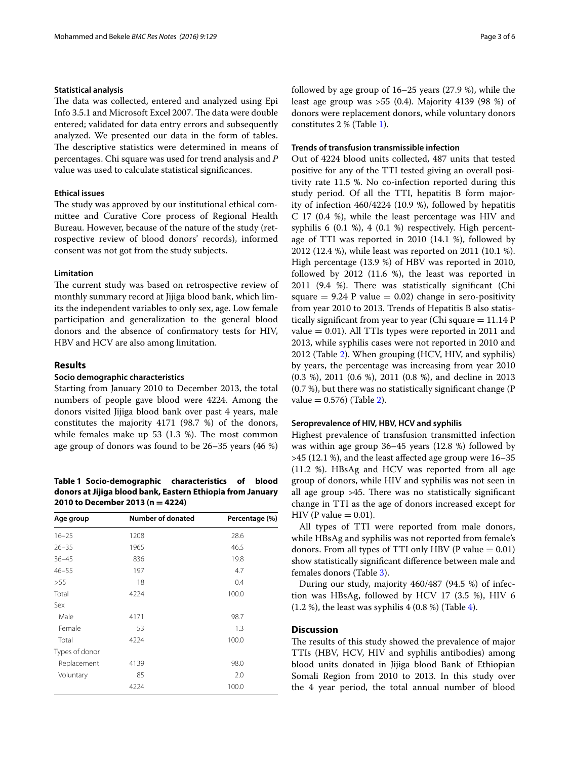### Statistical analysis

The data was collected, entered and analyzed using Epi Info 3.5.1 and Microsoft Excel 2007. The data were double entered; validated for data entry errors and subsequently analyzed. We presented our data in the form of tables. The descriptive statistics were determined in means of percentages. Chi square was used for trend analysis and *P* value was used to calculate statistical significances.

### Ethical issues

The study was approved by our institutional ethical committee and Curative Core process of Regional Health Bureau. However, because of the nature of the study (retrospective review of blood donors' records), informed consent was not got from the study subjects.

### Limitation

The current study was based on retrospective review of monthly summary record at Jijiga blood bank, which limits the independent variables to only sex, age. Low female participation and generalization to the general blood donors and the absence of confirmatory tests for HIV, HBV and HCV are also among limitation.

## Results

### Socio demographic characteristics

Starting from January 2010 to December 2013, the total numbers of people gave blood were 4224. Among the donors visited Jijiga blood bank over past 4 years, male constitutes the majority 4171 (98.7 %) of the donors, while females make up 53 (1.3 %). The most common age group of donors was found to be 26–35 years (46 %) followed by age group of 16–25 years (27.9 %), while the least age group was >55 (0.4). Majority 4139 (98 %) of donors were replacement donors, while voluntary donors constitutes 2 % (Table 1).

**Table 1 Socio-demographic characteristics of blood donors at Jijiga blood bank, Eastern Ethiopia from January 2010 to December 2013 (n = 4224)**

| Age group | Number of donated | Percentage (%) |
|---|---|---|
| 16–25 | 1208 | 28.6 |
| 26–35 | 1965 | 46.5 |
| 36–45 | 836 | 19.8 |
| 46–55 | 197 | 4.7 |
| >55 | 18 | 0.4 |
| Total | 4224 | 100.0 |
| Sex | | |
| Male | 4171 | 98.7 |
| Female | 53 | 1.3 |
| Total | 4224 | 100.0 |
| Types of donor | | |
| Replacement | 4139 | 98.0 |
| Voluntary | 85 | 2.0 |
| | 4224 | 100.0 |

### Trends of transfusion transmissible infection

Out of 4224 blood units collected, 487 units that tested positive for any of the TTI tested giving an overall positivity rate 11.5 %. No co-infection reported during this study period. Of all the TTI, hepatitis B form majority of infection 460/4224 (10.9 %), followed by hepatitis C 17 (0.4 %), while the least percentage was HIV and syphilis 6 (0.1 %), 4 (0.1 %) respectively. High percentage of TTI was reported in 2010 (14.1 %), followed by 2012 (12.4 %), while least was reported on 2011 (10.1 %). High percentage (13.9 %) of HBV was reported in 2010, followed by 2012 (11.6 %), the least was reported in 2011 (9.4 %). There was statistically significant (Chi square = 9.24 P value = 0.02) change in sero-positivity from year 2010 to 2013. Trends of Hepatitis B also statistically significant from year to year (Chi square = 11.14 P value = 0.01). All TTIs types were reported in 2011 and 2013, while syphilis cases were not reported in 2010 and 2012 (Table 2). When grouping (HCV, HIV, and syphilis) by years, the percentage was increasing from year 2010 (0.3 %), 2011 (0.6 %), 2011 (0.8 %), and decline in 2013 (0.7 %), but there was no statistically significant change (P value = 0.576) (Table 2).

### Seroprevalence of HIV, HBV, HCV and syphilis

Highest prevalence of transfusion transmitted infection was within age group 36–45 years (12.8 %) followed by >45 (12.1 %), and the least affected age group were 16–35 (11.2 %). HBsAg and HCV was reported from all age group of donors, while HIV and syphilis was not seen in all age group >45. There was no statistically significant change in TTI as the age of donors increased except for HIV (P value = 0.01).

All types of TTI were reported from male donors, while HBsAg and syphilis was not reported from female's donors. From all types of TTI only HBV (P value = 0.01) show statistically significant difference between male and females donors (Table 3).

During our study, majority 460/487 (94.5 %) of infection was HBsAg, followed by HCV 17 (3.5 %), HIV 6 (1.2 %), the least was syphilis 4 (0.8 %) (Table 4).

## Discussion

The results of this study showed the prevalence of major TTIs (HBV, HCV, HIV and syphilis antibodies) among blood units donated in Jijiga blood Bank of Ethiopian Somali Region from 2010 to 2013. In this study over the 4 year period, the total annual number of blood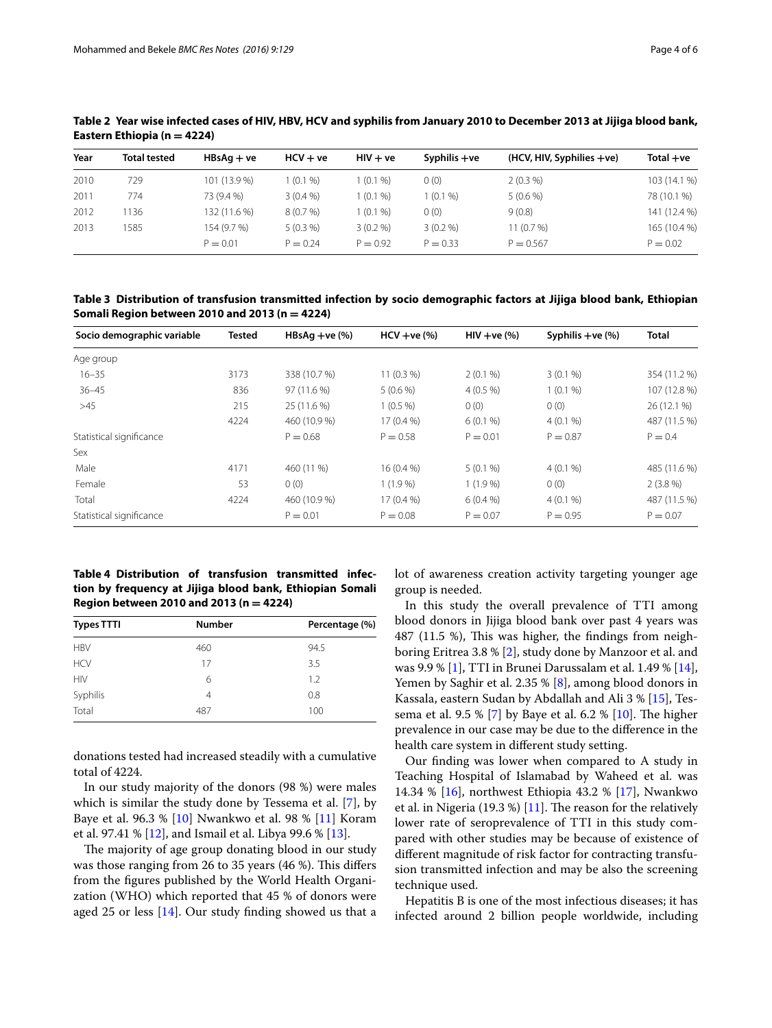**Table 2 Year wise infected cases of HIV, HBV, HCV and syphilis from January 2010 to December 2013 at Jijiga blood bank, Eastern Ethiopia (n = 4224)**

| Year | Total tested | HBsAg + ve | HCV + ve | HIV + ve | Syphilis +ve | (HCV, HIV, Syphilies +ve) | Total +ve |
|---|---|---|---|---|---|---|---|
| 2010 | 729 | 101 (13.9 %) | 1 (0.1 %) | 1 (0.1 %) | 0 (0) | 2 (0.3 %) | 103 (14.1 %) |
| 2011 | 774 | 73 (9.4 %) | 3 (0.4 %) | 1 (0.1 %) | 1 (0.1 %) | 5 (0.6 %) | 78 (10.1 %) |
| 2012 | 1136 | 132 (11.6 %) | 8 (0.7 %) | 1 (0.1 %) | 0 (0) | 9 (0.8) | 141 (12.4 %) |
| 2013 | 1585 | 154 (9.7 %) | 5 (0.3 %) | 3 (0.2 %) | 3 (0.2 %) | 11 (0.7 %) | 165 (10.4 %) |
| | | P = 0.01 | P = 0.24 | P = 0.92 | P = 0.33 | P = 0.567 | P = 0.02 |

**Table 3 Distribution of transfusion transmitted infection by socio demographic factors at Jijiga blood bank, Ethiopian Somali Region between 2010 and 2013 (n = 4224)**

| Socio demographic variable | Tested | HBsAg +ve (%) | HCV +ve (%) | HIV +ve (%) | Syphilis +ve (%) | Total |
|---|---|---|---|---|---|---|
| Age group | | | | | | |
| 16–35 | 3173 | 338 (10.7 %) | 11 (0.3 %) | 2 (0.1 %) | 3 (0.1 %) | 354 (11.2 %) |
| 36–45 | 836 | 97 (11.6 %) | 5 (0.6 %) | 4 (0.5 %) | 1 (0.1 %) | 107 (12.8 %) |
| >45 | 215 | 25 (11.6 %) | 1 (0.5 %) | 0 (0) | 0 (0) | 26 (12.1 %) |
| | 4224 | 460 (10.9 %) | 17 (0.4 %) | 6 (0.1 %) | 4 (0.1 %) | 487 (11.5 %) |
| Statistical significance | | P = 0.68 | P = 0.58 | P = 0.01 | P = 0.87 | P = 0.4 |
| Sex | | | | | | |
| Male | 4171 | 460 (11 %) | 16 (0.4 %) | 5 (0.1 %) | 4 (0.1 %) | 485 (11.6 %) |
| Female | 53 | 0 (0) | 1 (1.9 %) | 1 (1.9 %) | 0 (0) | 2 (3.8 %) |
| Total | 4224 | 460 (10.9 %) | 17 (0.4 %) | 6 (0.4 %) | 4 (0.1 %) | 487 (11.5 %) |
| Statistical significance | | P = 0.01 | P = 0.08 | P = 0.07 | P = 0.95 | P = 0.07 |

**Table 4 Distribution of transfusion transmitted infection by frequency at Jijiga blood bank, Ethiopian Somali Region between 2010 and 2013 (n = 4224)**

| Types TTTI | Number | Percentage (%) |
|---|---|---|
| HBV | 460 | 94.5 |
| HCV | 17 | 3.5 |
| HIV | 6 | 1.2 |
| Syphilis | 4 | 0.8 |
| Total | 487 | 100 |

donations tested had increased steadily with a cumulative total of 4224.

In our study majority of the donors (98 %) were males which is similar the study done by Tessema et al. [7], by Baye et al. 96.3 % [10] Nwankwo et al. 98 % [11] Koram et al. 97.41 % [12], and Ismail et al. Libya 99.6 % [13].

The majority of age group donating blood in our study was those ranging from 26 to 35 years (46 %). This differs from the figures published by the World Health Organization (WHO) which reported that 45 % of donors were aged 25 or less [14]. Our study finding showed us that a lot of awareness creation activity targeting younger age group is needed.

In this study the overall prevalence of TTI among blood donors in Jijiga blood bank over past 4 years was 487 (11.5 %), This was higher, the findings from neighboring Eritrea 3.8 % [2], study done by Manzoor et al. and was 9.9 % [1], TTI in Brunei Darussalam et al. 1.49 % [14], Yemen by Saghir et al. 2.35 % [8], among blood donors in Kassala, eastern Sudan by Abdallah and Ali 3 % [15], Tessema et al. 9.5 % [7] by Baye et al. 6.2 % [10]. The higher prevalence in our case may be due to the difference in the health care system in different study setting.

Our finding was lower when compared to A study in Teaching Hospital of Islamabad by Waheed et al. was 14.34 % [16], northwest Ethiopia 43.2 % [17], Nwankwo et al. in Nigeria (19.3 %) [11]. The reason for the relatively lower rate of seroprevalence of TTI in this study compared with other studies may be because of existence of different magnitude of risk factor for contracting transfusion transmitted infection and may be also the screening technique used.

Hepatitis B is one of the most infectious diseases; it has infected around 2 billion people worldwide, including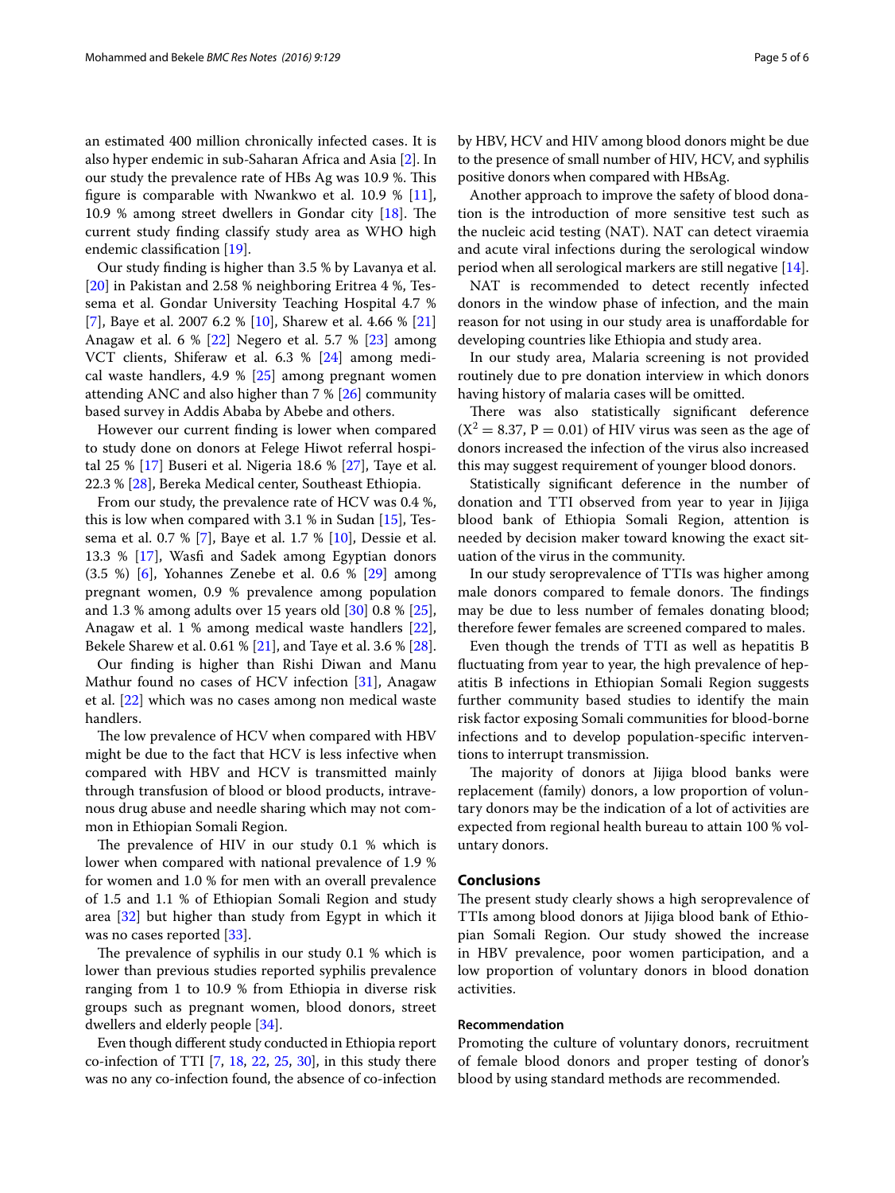an estimated 400 million chronically infected cases. It is also hyper endemic in sub-Saharan Africa and Asia [2]. In our study the prevalence rate of HBs Ag was 10.9 %. This figure is comparable with Nwankwo et al. 10.9 % [11], 10.9 % among street dwellers in Gondar city [18]. The current study finding classify study area as WHO high endemic classification [19].

Our study finding is higher than 3.5 % by Lavanya et al. [20] in Pakistan and 2.58 % neighboring Eritrea 4 %, Tessema et al. Gondar University Teaching Hospital 4.7 % [7], Baye et al. 2007 6.2 % [10], Sharew et al. 4.66 % [21] Anagaw et al. 6 % [22] Negero et al. 5.7 % [23] among VCT clients, Shiferaw et al. 6.3 % [24] among medical waste handlers, 4.9 % [25] among pregnant women attending ANC and also higher than 7 % [26] community based survey in Addis Ababa by Abebe and others.

However our current finding is lower when compared to study done on donors at Felege Hiwot referral hospital 25 % [17] Buseri et al. Nigeria 18.6 % [27], Taye et al. 22.3 % [28], Bereka Medical center, Southeast Ethiopia.

From our study, the prevalence rate of HCV was 0.4 %, this is low when compared with 3.1 % in Sudan [15], Tessema et al. 0.7 % [7], Baye et al. 1.7 % [10], Dessie et al. 13.3 % [17], Wasfi and Sadek among Egyptian donors (3.5 %) [6], Yohannes Zenebe et al. 0.6 % [29] among pregnant women, 0.9 % prevalence among population and 1.3 % among adults over 15 years old [30] 0.8 % [25], Anagaw et al. 1 % among medical waste handlers [22], Bekele Sharew et al. 0.61 % [21], and Taye et al. 3.6 % [28].

Our finding is higher than Rishi Diwan and Manu Mathur found no cases of HCV infection [31], Anagaw et al. [22] which was no cases among non medical waste handlers.

The low prevalence of HCV when compared with HBV might be due to the fact that HCV is less infective when compared with HBV and HCV is transmitted mainly through transfusion of blood or blood products, intravenous drug abuse and needle sharing which may not common in Ethiopian Somali Region.

The prevalence of HIV in our study 0.1 % which is lower when compared with national prevalence of 1.9 % for women and 1.0 % for men with an overall prevalence of 1.5 and 1.1 % of Ethiopian Somali Region and study area [32] but higher than study from Egypt in which it was no cases reported [33].

The prevalence of syphilis in our study 0.1 % which is lower than previous studies reported syphilis prevalence ranging from 1 to 10.9 % from Ethiopia in diverse risk groups such as pregnant women, blood donors, street dwellers and elderly people [34].

Even though different study conducted in Ethiopia report co-infection of TTI [7, 18, 22, 25, 30], in this study there was no any co-infection found, the absence of co-infection by HBV, HCV and HIV among blood donors might be due to the presence of small number of HIV, HCV, and syphilis positive donors when compared with HBsAg.

Another approach to improve the safety of blood donation is the introduction of more sensitive test such as the nucleic acid testing (NAT). NAT can detect viraemia and acute viral infections during the serological window period when all serological markers are still negative [14].

NAT is recommended to detect recently infected donors in the window phase of infection, and the main reason for not using in our study area is unaffordable for developing countries like Ethiopia and study area.

In our study area, Malaria screening is not provided routinely due to pre donation interview in which donors having history of malaria cases will be omitted.

There was also statistically significant deference ($X^2 = 8.37$, $P = 0.01$) of HIV virus was seen as the age of donors increased the infection of the virus also increased this may suggest requirement of younger blood donors.

Statistically significant deference in the number of donation and TTI observed from year to year in Jijiga blood bank of Ethiopia Somali Region, attention is needed by decision maker toward knowing the exact situation of the virus in the community.

In our study seroprevalence of TTIs was higher among male donors compared to female donors. The findings may be due to less number of females donating blood; therefore fewer females are screened compared to males.

Even though the trends of TTI as well as hepatitis B fluctuating from year to year, the high prevalence of hepatitis B infections in Ethiopian Somali Region suggests further community based studies to identify the main risk factor exposing Somali communities for blood-borne infections and to develop population-specific interventions to interrupt transmission.

The majority of donors at Jijiga blood banks were replacement (family) donors, a low proportion of voluntary donors may be the indication of a lot of activities are expected from regional health bureau to attain 100 % voluntary donors.

## Conclusions

The present study clearly shows a high seroprevalence of TTIs among blood donors at Jijiga blood bank of Ethiopian Somali Region. Our study showed the increase in HBV prevalence, poor women participation, and a low proportion of voluntary donors in blood donation activities.

### Recommendation

Promoting the culture of voluntary donors, recruitment of female blood donors and proper testing of donor's blood by using standard methods are recommended.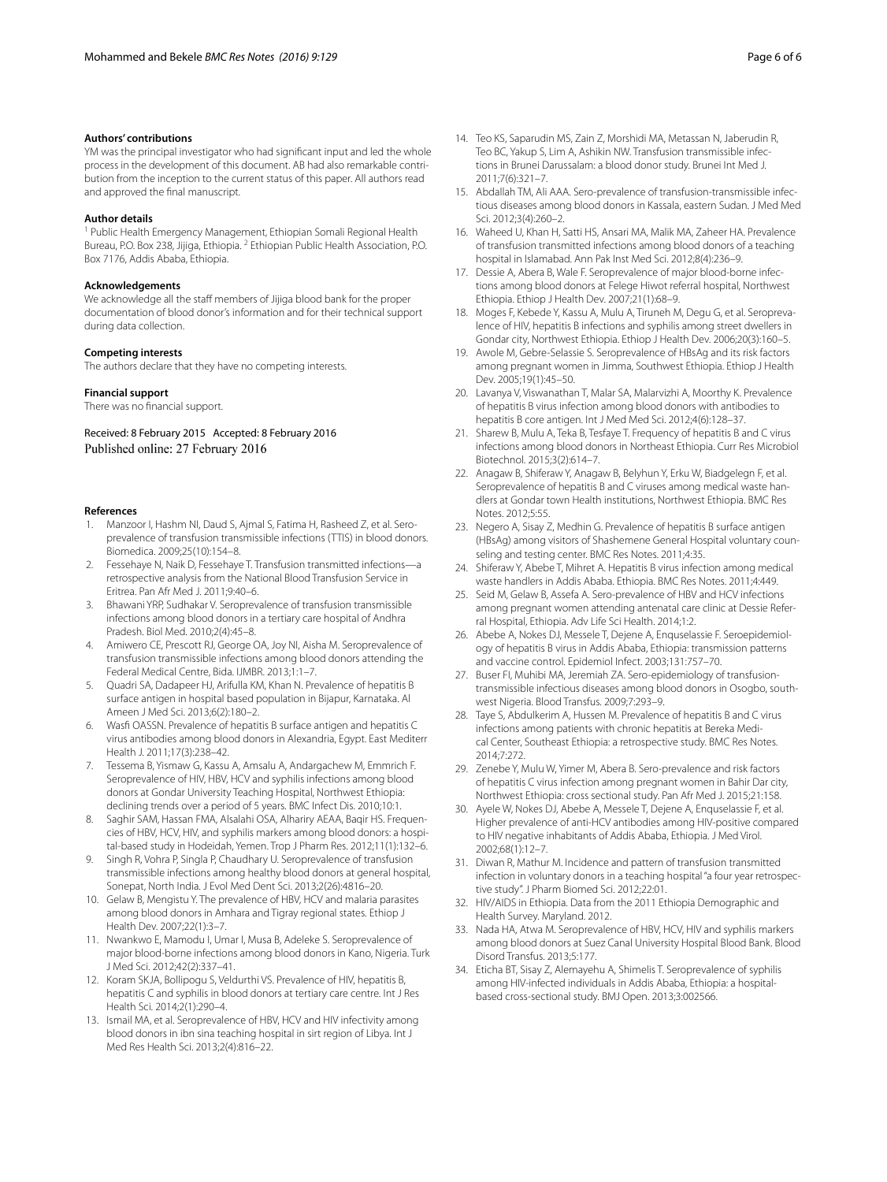#### Authors' contributions

YM was the principal investigator who had significant input and led the whole process in the development of this document. AB had also remarkable contribution from the inception to the current status of this paper. All authors read and approved the final manuscript.

#### Author details

[1] Public Health Emergency Management, Ethiopian Somali Regional Health Bureau, P.O. Box 238, Jijiga, Ethiopia. [2] Ethiopian Public Health Association, P.O. Box 7176, Addis Ababa, Ethiopia.

#### Acknowledgements

We acknowledge all the staff members of Jijiga blood bank for the proper documentation of blood donor's information and for their technical support during data collection.

#### Competing interests

The authors declare that they have no competing interests.

#### Financial support

There was no financial support.

Received: 8 February 2015 Accepted: 8 February 2016
Published online: 27 February 2016

#### References

1. Manzoor I, Hashm NI, Daud S, Ajmal S, Fatima H, Rasheed Z, et al. Seroprevalence of transfusion transmissible infections (TTIS) in blood donors. Biomedica. 2009;25(10):154–8.
2. Fessehaye N, Naik D, Fessehaye T. Transfusion transmitted infections—a retrospective analysis from the National Blood Transfusion Service in Eritrea. Pan Afr Med J. 2011;9:40–6.
3. Bhawani YRP, Sudhakar V. Seroprevalence of transfusion transmissible infections among blood donors in a tertiary care hospital of Andhra Pradesh. Biol Med. 2010;2(4):45–8.
4. Amiwero CE, Prescott RJ, George OA, Joy NI, Aisha M. Seroprevalence of transfusion transmissible infections among blood donors attending the Federal Medical Centre, Bida. IJMBR. 2013;1:1–7.
5. Quadri SA, Dadapeer HJ, Arifulla KM, Khan N. Prevalence of hepatitis B surface antigen in hospital based population in Bijapur, Karnataka. Al Ameen J Med Sci. 2013;6(2):180–2.
6. Wasfi OASSN. Prevalence of hepatitis B surface antigen and hepatitis C virus antibodies among blood donors in Alexandria, Egypt. East Mediterr Health J. 2011;17(3):238–42.
7. Tessema B, Yismaw G, Kassu A, Amsalu A, Andargachew M, Emmrich F. Seroprevalence of HIV, HBV, HCV and syphilis infections among blood donors at Gondar University Teaching Hospital, Northwest Ethiopia: declining trends over a period of 5 years. BMC Infect Dis. 2010;10:1.
8. Saghir SAM, Hassan FMA, Alsalahi OSA, Alhariry AEAA, Baqir HS. Frequencies of HBV, HCV, HIV, and syphilis markers among blood donors: a hospital-based study in Hodeidah, Yemen. Trop J Pharm Res. 2012;11(1):132–6.
9. Singh R, Vohra P, Singla P, Chaudhary U. Seroprevalence of transfusion transmissible infections among healthy blood donors at general hospital, Sonepat, North India. J Evol Med Dent Sci. 2013;2(26):4816–20.
10. Gelaw B, Mengistu Y. The prevalence of HBV, HCV and malaria parasites among blood donors in Amhara and Tigray regional states. Ethiop J Health Dev. 2007;22(1):3–7.
11. Nwankwo E, Mamodu I, Umar I, Musa B, Adeleke S. Seroprevalence of major blood-borne infections among blood donors in Kano, Nigeria. Turk J Med Sci. 2012;42(2):337–41.
12. Koram SKJA, Bollipogu S, Veldurthi VS. Prevalence of HIV, hepatitis B, hepatitis C and syphilis in blood donors at tertiary care centre. Int J Res Health Sci. 2014;2(1):290–4.
13. Ismail MA, et al. Seroprevalence of HBV, HCV and HIV infectivity among blood donors in ibn sina teaching hospital in sirt region of Libya. Int J Med Res Health Sci. 2013;2(4):816–22.
14. Teo KS, Saparudin MS, Zain Z, Morshidi MA, Metassan N, Jaberudin R, Teo BC, Yakup S, Lim A, Ashikin NW. Transfusion transmissible infections in Brunei Darussalam: a blood donor study. Brunei Int Med J. 2011;7(6):321–7.
15. Abdallah TM, Ali AAA. Sero-prevalence of transfusion-transmissible infectious diseases among blood donors in Kassala, eastern Sudan. J Med Med Sci. 2012;3(4):260–2.
16. Waheed U, Khan H, Satti HS, Ansari MA, Malik MA, Zaheer HA. Prevalence of transfusion transmitted infections among blood donors of a teaching hospital in Islamabad. Ann Pak Inst Med Sci. 2012;8(4):236–9.
17. Dessie A, Abera B, Wale F. Seroprevalence of major blood-borne infections among blood donors at Felege Hiwot referral hospital, Northwest Ethiopia. Ethiop J Health Dev. 2007;21(1):68–9.
18. Moges F, Kebede Y, Kassu A, Mulu A, Tiruneh M, Degu G, et al. Seroprevalence of HIV, hepatitis B infections and syphilis among street dwellers in Gondar city, Northwest Ethiopia. Ethiop J Health Dev. 2006;20(3):160–5.
19. Awole M, Gebre-Selassie S. Seroprevalence of HBsAg and its risk factors among pregnant women in Jimma, Southwest Ethiopia. Ethiop J Health Dev. 2005;19(1):45–50.
20. Lavanya V, Viswanathan T, Malar SA, Malarvizhi A, Moorthy K. Prevalence of hepatitis B virus infection among blood donors with antibodies to hepatitis B core antigen. Int J Med Med Sci. 2012;4(6):128–37.
21. Sharew B, Mulu A, Teka B, Tesfaye T. Frequency of hepatitis B and C virus infections among blood donors in Northeast Ethiopia. Curr Res Microbiol Biotechnol. 2015;3(2):614–7.
22. Anagaw B, Shiferaw Y, Anagaw B, Belyhun Y, Erku W, Biadgelegn F, et al. Seroprevalence of hepatitis B and C viruses among medical waste handlers at Gondar town Health institutions, Northwest Ethiopia. BMC Res Notes. 2012;5:55.
23. Negero A, Sisay Z, Medhin G. Prevalence of hepatitis B surface antigen (HBsAg) among visitors of Shashemene General Hospital voluntary counseling and testing center. BMC Res Notes. 2011;4:35.
24. Shiferaw Y, Abebe T, Mihret A. Hepatitis B virus infection among medical waste handlers in Addis Ababa. Ethiopia. BMC Res Notes. 2011;4:449.
25. Seid M, Gelaw B, Assefa A. Sero-prevalence of HBV and HCV infections among pregnant women attending antenatal care clinic at Dessie Referral Hospital, Ethiopia. Adv Life Sci Health. 2014;1:2.
26. Abebe A, Nokes DJ, Messele T, Dejene A, Enquselassie F. Seroepidemiology of hepatitis B virus in Addis Ababa, Ethiopia: transmission patterns and vaccine control. Epidemiol Infect. 2003;131:757–70.
27. Buser FI, Muhibi MA, Jeremiah ZA. Sero-epidemiology of transfusion-transmissible infectious diseases among blood donors in Osogbo, southwest Nigeria. Blood Transfus. 2009;7:293–9.
28. Taye S, Abdulkerim A, Hussen M. Prevalence of hepatitis B and C virus infections among patients with chronic hepatitis at Bereka Medical Center, Southeast Ethiopia: a retrospective study. BMC Res Notes. 2014;7:272.
29. Zenebe Y, Mulu W, Yimer M, Abera B. Sero-prevalence and risk factors of hepatitis C virus infection among pregnant women in Bahir Dar city, Northwest Ethiopia: cross sectional study. Pan Afr Med J. 2015;21:158.
30. Ayele W, Nokes DJ, Abebe A, Messele T, Dejene A, Enquselassie F, et al. Higher prevalence of anti-HCV antibodies among HIV-positive compared to HIV negative inhabitants of Addis Ababa, Ethiopia. J Med Virol. 2002;68(1):12–7.
31. Diwan R, Mathur M. Incidence and pattern of transfusion transmitted infection in voluntary donors in a teaching hospital "a four year retrospective study". J Pharm Biomed Sci. 2012;22:01.
32. HIV/AIDS in Ethiopia. Data from the 2011 Ethiopia Demographic and Health Survey. Maryland. 2012.
33. Nada HA, Atwa M. Seroprevalence of HBV, HCV, HIV and syphilis markers among blood donors at Suez Canal University Hospital Blood Bank. Blood Disord Transfus. 2013;5:177.
34. Eticha BT, Sisay Z, Alemayehu A, Shimelis T. Seroprevalence of syphilis among HIV-infected individuals in Addis Ababa, Ethiopia: a hospital-based cross-sectional study. BMJ Open. 2013;3:002566.